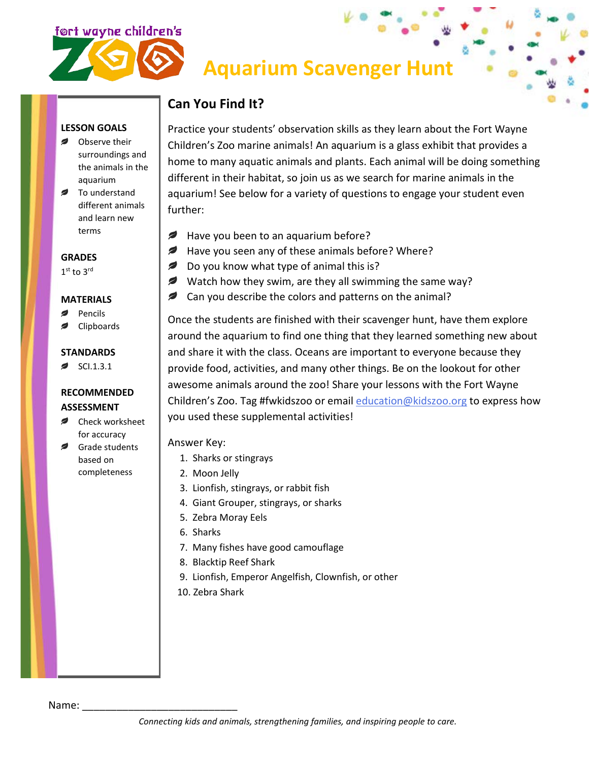fort wayne children's ZOO

# Aquarium Scavenger Hunt

**LESSON GOALS**
- Observe their surroundings and the animals in the aquarium
- To understand different animals and learn new terms

**GRADES**
1st to 3rd

**MATERIALS**
- Pencils
- Clipboards

**STANDARDS**
- SCI.1.3.1

**RECOMMENDED ASSESSMENT**
- Check worksheet for accuracy
- Grade students based on completeness

## Can You Find It?

Practice your students' observation skills as they learn about the Fort Wayne Children's Zoo marine animals! An aquarium is a glass exhibit that provides a home to many aquatic animals and plants. Each animal will be doing something different in their habitat, so join us as we search for marine animals in the aquarium! See below for a variety of questions to engage your student even further:

- Have you been to an aquarium before?
- Have you seen any of these animals before? Where?
- Do you know what type of animal this is?
- Watch how they swim, are they all swimming the same way?
- Can you describe the colors and patterns on the animal?

Once the students are finished with their scavenger hunt, have them explore around the aquarium to find one thing that they learned something new about and share it with the class. Oceans are important to everyone because they provide food, activities, and many other things. Be on the lookout for other awesome animals around the zoo! Share your lessons with the Fort Wayne Children's Zoo. Tag #fwkidszoo or email education@kidszoo.org to express how you used these supplemental activities!

Answer Key:

1. Sharks or stingrays
2. Moon Jelly
3. Lionfish, stingrays, or rabbit fish
4. Giant Grouper, stingrays, or sharks
5. Zebra Moray Eels
6. Sharks
7. Many fishes have good camouflage
8. Blacktip Reef Shark
9. Lionfish, Emperor Angelfish, Clownfish, or other
10. Zebra Shark

Name: ___________________________

*Connecting kids and animals, strengthening families, and inspiring people to care.*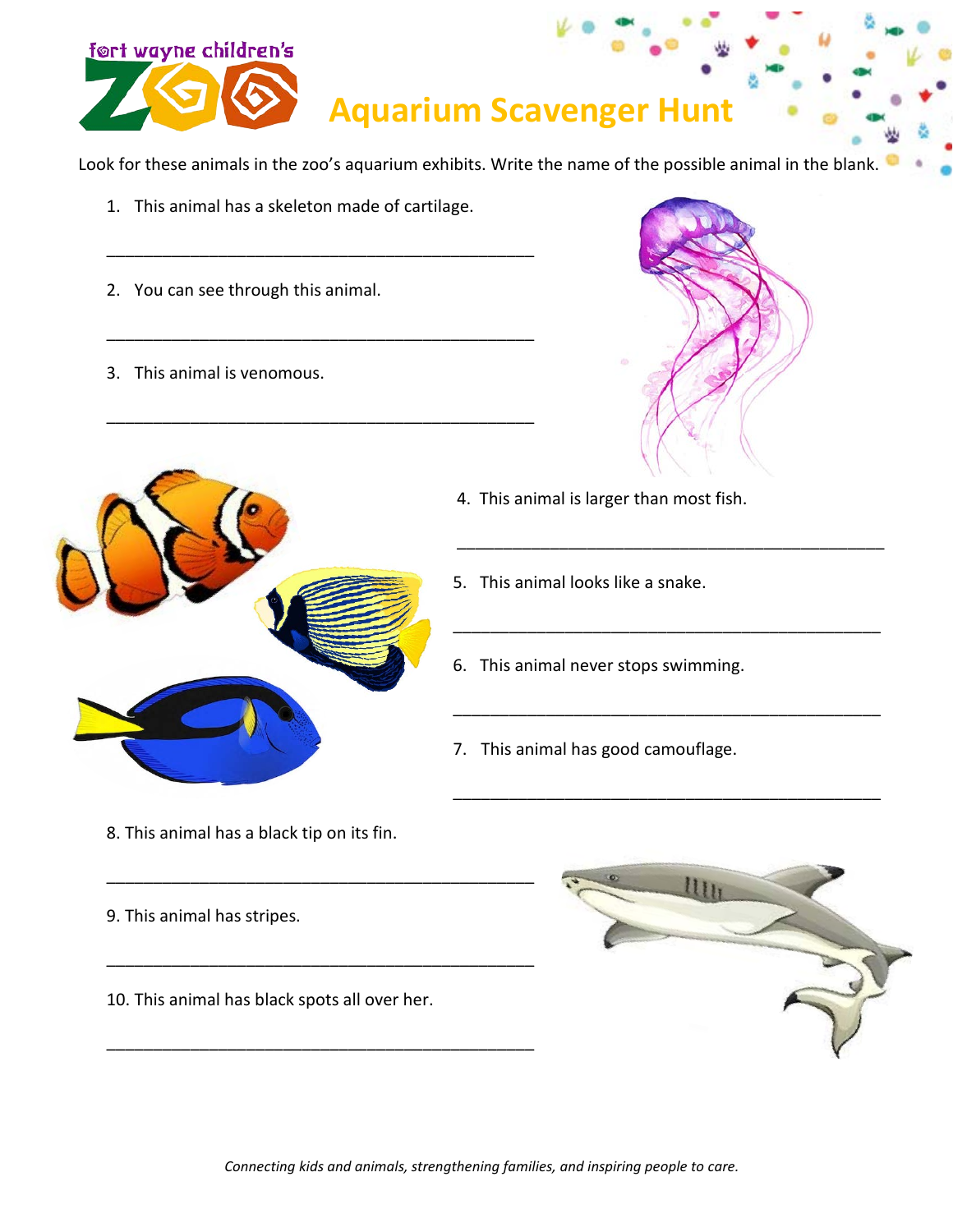fort wayne children's ZOO

# Aquarium Scavenger Hunt

Look for these animals in the zoo's aquarium exhibits. Write the name of the possible animal in the blank.

1. This animal has a skeleton made of cartilage.

_______________________________________________

2. You can see through this animal.

_______________________________________________

3. This animal is venomous.

_______________________________________________

4. This animal is larger than most fish.

_______________________________________________

5. This animal looks like a snake.

_______________________________________________

6. This animal never stops swimming.

_______________________________________________

7. This animal has good camouflage.

_______________________________________________

8. This animal has a black tip on its fin.

_______________________________________________

9. This animal has stripes.

_______________________________________________

10. This animal has black spots all over her.

_______________________________________________

*Connecting kids and animals, strengthening families, and inspiring people to care.*